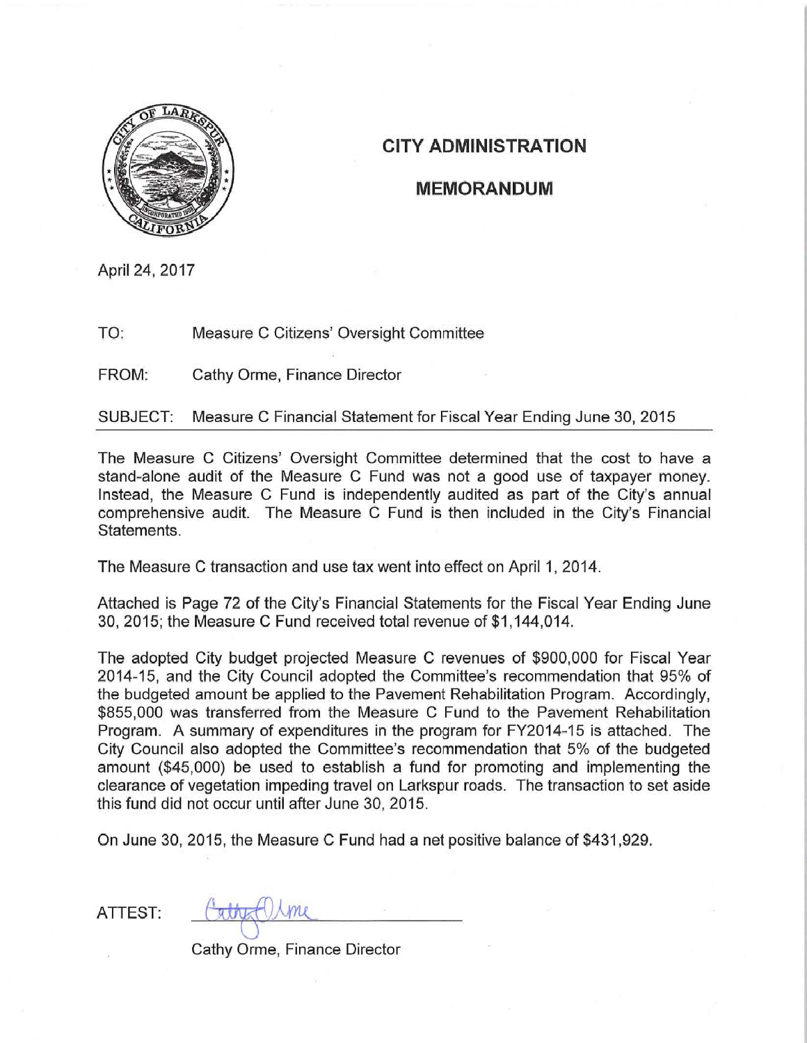# CITY ADMINISTRATION

## MEMORANDUM

April 24, 2017

TO: Measure C Citizens' Oversight Committee

FROM: Cathy Orme, Finance Director

SUBJECT: Measure C Financial Statement for Fiscal Year Ending June 30, 2015

The Measure C Citizens' Oversight Committee determined that the cost to have a stand-alone audit of the Measure C Fund was not a good use of taxpayer money. Instead, the Measure C Fund is independently audited as part of the City's annual comprehensive audit. The Measure C Fund is then included in the City's Financial Statements.

The Measure C transaction and use tax went into effect on April 1, 2014.

Attached is Page 72 of the City's Financial Statements for the Fiscal Year Ending June 30, 2015; the Measure C Fund received total revenue of $1,144,014.

The adopted City budget projected Measure C revenues of $900,000 for Fiscal Year 2014-15, and the City Council adopted the Committee's recommendation that 95% of the budgeted amount be applied to the Pavement Rehabilitation Program. Accordingly, $855,000 was transferred from the Measure C Fund to the Pavement Rehabilitation Program. A summary of expenditures in the program for FY2014-15 is attached. The City Council also adopted the Committee's recommendation that 5% of the budgeted amount ($45,000) be used to establish a fund for promoting and implementing the clearance of vegetation impeding travel on Larkspur roads. The transaction to set aside this fund did not occur until after June 30, 2015.

On June 30, 2015, the Measure C Fund had a net positive balance of $431,929.

ATTEST: Cathy Orme

Cathy Orme, Finance Director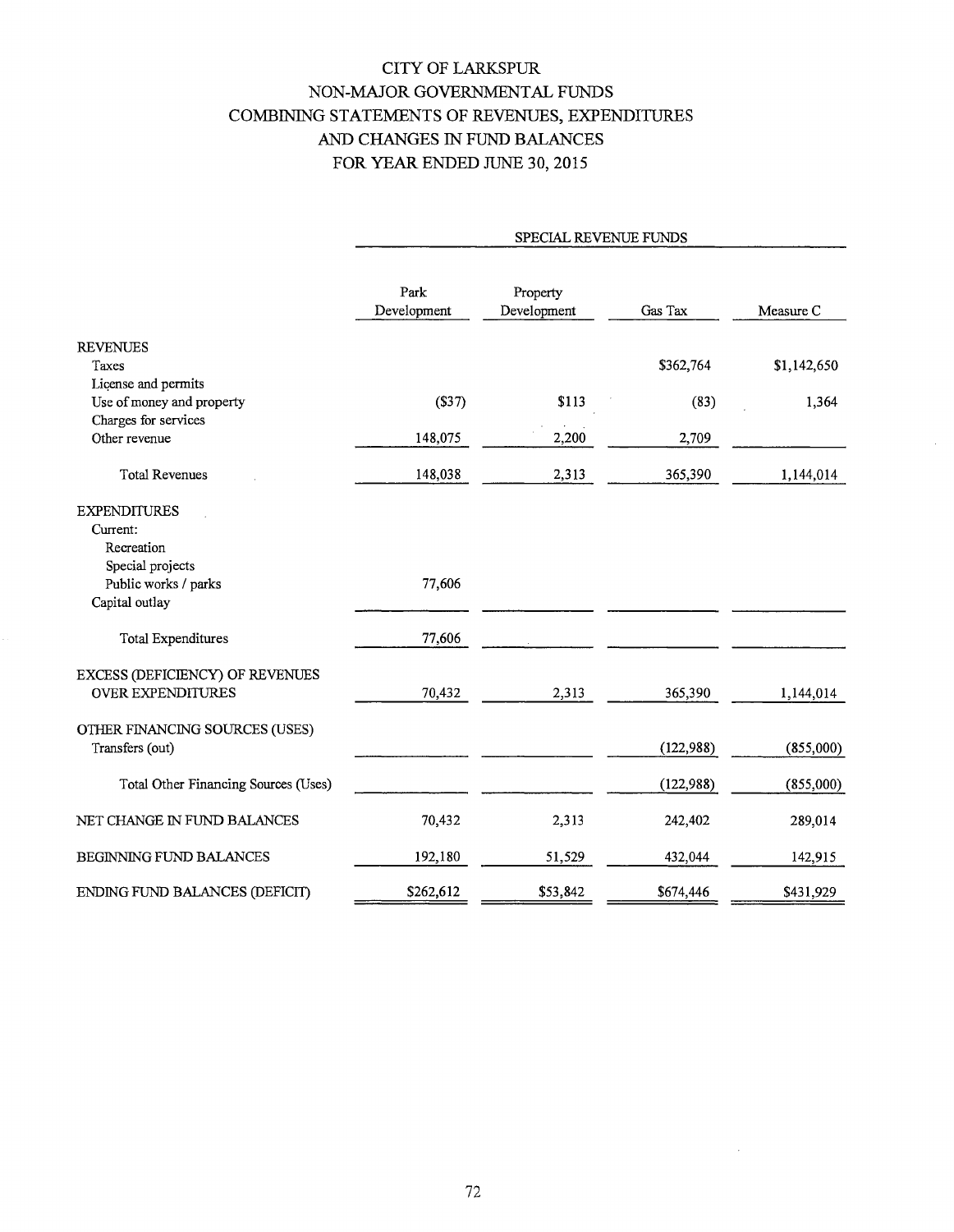# CITY OF LARKSPUR
## NON-MAJOR GOVERNMENTAL FUNDS
## COMBINING STATEMENTS OF REVENUES, EXPENDITURES AND CHANGES IN FUND BALANCES
## FOR YEAR ENDED JUNE 30, 2015

| | SPECIAL REVENUE FUNDS | | | |
|---|---|---|---|---|
| | Park Development | Property Development | Gas Tax | Measure C |
| **REVENUES** | | | | |
| Taxes | | | $362,764 | $1,142,650 |
| License and permits | | | | |
| Use of money and property | ($37) | $113 | (83) | 1,364 |
| Charges for services | | | | |
| Other revenue | 148,075 | 2,200 | 2,709 | |
| Total Revenues | 148,038 | 2,313 | 365,390 | 1,144,014 |
| **EXPENDITURES** | | | | |
| Current: | | | | |
| Recreation | | | | |
| Special projects | | | | |
| Public works / parks | 77,606 | | | |
| Capital outlay | | | | |
| Total Expenditures | 77,606 | | | |
| EXCESS (DEFICIENCY) OF REVENUES OVER EXPENDITURES | 70,432 | 2,313 | 365,390 | 1,144,014 |
| OTHER FINANCING SOURCES (USES) | | | | |
| Transfers (out) | | | (122,988) | (855,000) |
| Total Other Financing Sources (Uses) | | | (122,988) | (855,000) |
| NET CHANGE IN FUND BALANCES | 70,432 | 2,313 | 242,402 | 289,014 |
| BEGINNING FUND BALANCES | 192,180 | 51,529 | 432,044 | 142,915 |
| ENDING FUND BALANCES (DEFICIT) | $262,612 | $53,842 | $674,446 | $431,929 |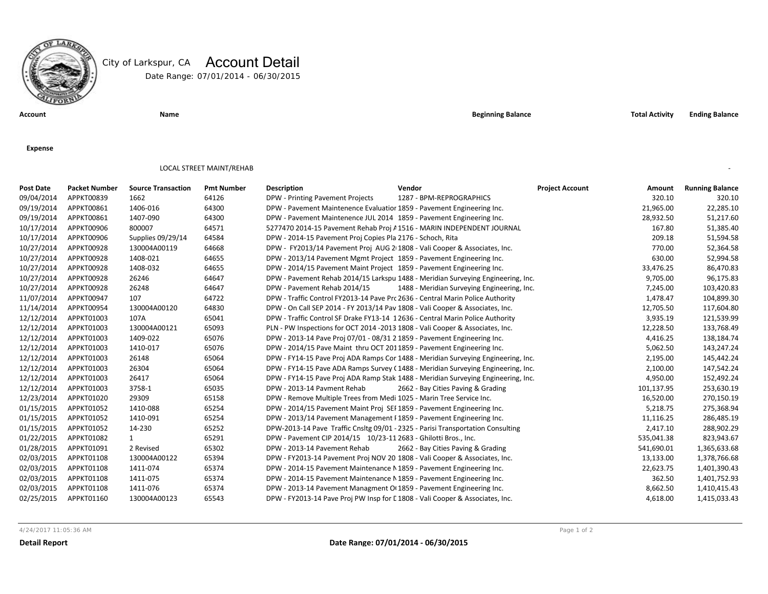City of Larkspur, CA **Account Detail**

Date Range: 07/01/2014 - 06/30/2015

| Account | Name | Beginning Balance | Total Activity | Ending Balance |
|---|---|---|---|---|

**Expense**

LOCAL STREET MAINT/REHAB -

| Post Date | Packet Number | Source Transaction | Pmt Number | Description | Vendor | Project Account | Amount | Running Balance |
|---|---|---|---|---|---|---|---|---|
| 09/04/2014 | APPKT00839 | 1662 | 64126 | DPW - Printing Pavement Projects | 1287 - BPM-REPROGRAPHICS | | 320.10 | 320.10 |
| 09/19/2014 | APPKT00861 | 1406-016 | 64300 | DPW - Pavement Maintenence Evaluatior | 1859 - Pavement Engineering Inc. | | 21,965.00 | 22,285.10 |
| 09/19/2014 | APPKT00861 | 1407-090 | 64300 | DPW - Pavement Maintenence JUL 2014 | 1859 - Pavement Engineering Inc. | | 28,932.50 | 51,217.60 |
| 10/17/2014 | APPKT00906 | 800007 | 64571 | 5277470 2014-15 Pavement Rehab Proj A | 1516 - MARIN INDEPENDENT JOURNAL | | 167.80 | 51,385.40 |
| 10/17/2014 | APPKT00906 | Supplies 09/29/14 | 64584 | DPW - 2014-15 Pavement Proj Copies Pla | 2176 - Schoch, Rita | | 209.18 | 51,594.58 |
| 10/27/2014 | APPKT00928 | 130004A00119 | 64668 | DPW - FY2013/14 Pavement Proj AUG 2 | 1808 - Vali Cooper & Associates, Inc. | | 770.00 | 52,364.58 |
| 10/27/2014 | APPKT00928 | 1408-021 | 64655 | DPW - 2013/14 Pavement Mgmt Project | 1859 - Pavement Engineering Inc. | | 630.00 | 52,994.58 |
| 10/27/2014 | APPKT00928 | 1408-032 | 64655 | DPW - 2014/15 Pavement Maint Project | 1859 - Pavement Engineering Inc. | | 33,476.25 | 86,470.83 |
| 10/27/2014 | APPKT00928 | 26246 | 64647 | DPW - Pavement Rehab 2014/15 Larkspu | 1488 - Meridian Surveying Engineering, Inc. | | 9,705.00 | 96,175.83 |
| 10/27/2014 | APPKT00928 | 26248 | 64647 | DPW - Pavement Rehab 2014/15 | 1488 - Meridian Surveying Engineering, Inc. | | 7,245.00 | 103,420.83 |
| 11/07/2014 | APPKT00947 | 107 | 64722 | DPW - Traffic Control FY2013-14 Pave Prc | 2636 - Central Marin Police Authority | | 1,478.47 | 104,899.30 |
| 11/14/2014 | APPKT00954 | 130004A00120 | 64830 | DPW - On Call SEP 2014 - FY 2013/14 Pav | 1808 - Vali Cooper & Associates, Inc. | | 12,705.50 | 117,604.80 |
| 12/12/2014 | APPKT01003 | 107A | 65041 | DPW - Traffic Control SF Drake FY13-14 1 | 2636 - Central Marin Police Authority | | 3,935.19 | 121,539.99 |
| 12/12/2014 | APPKT01003 | 130004A00121 | 65093 | PLN - PW Inspections for OCT 2014 -2013 | 1808 - Vali Cooper & Associates, Inc. | | 12,228.50 | 133,768.49 |
| 12/12/2014 | APPKT01003 | 1409-022 | 65076 | DPW - 2013-14 Pave Proj 07/01 - 08/31 2 | 1859 - Pavement Engineering Inc. | | 4,416.25 | 138,184.74 |
| 12/12/2014 | APPKT01003 | 1410-017 | 65076 | DPW - 2014/15 Pave Maint thru OCT 201 | 1859 - Pavement Engineering Inc. | | 5,062.50 | 143,247.24 |
| 12/12/2014 | APPKT01003 | 26148 | 65064 | DPW - FY14-15 Pave Proj ADA Ramps Cor | 1488 - Meridian Surveying Engineering, Inc. | | 2,195.00 | 145,442.24 |
| 12/12/2014 | APPKT01003 | 26304 | 65064 | DPW - FY14-15 Pave ADA Ramps Survey ( | 1488 - Meridian Surveying Engineering, Inc. | | 2,100.00 | 147,542.24 |
| 12/12/2014 | APPKT01003 | 26417 | 65064 | DPW - FY14-15 Pave Proj ADA Ramp Stak | 1488 - Meridian Surveying Engineering, Inc. | | 4,950.00 | 152,492.24 |
| 12/12/2014 | APPKT01003 | 3758-1 | 65035 | DPW - 2013-14 Pavment Rehab | 2662 - Bay Cities Paving & Grading | | 101,137.95 | 253,630.19 |
| 12/23/2014 | APPKT01020 | 29309 | 65158 | DPW - Remove Multiple Trees from Medi | 1025 - Marin Tree Service Inc. | | 16,520.00 | 270,150.19 |
| 01/15/2015 | APPKT01052 | 1410-088 | 65254 | DPW - 2014/15 Pavement Maint Proj SEI | 1859 - Pavement Engineering Inc. | | 5,218.75 | 275,368.94 |
| 01/15/2015 | APPKT01052 | 1410-091 | 65254 | DPW - 2013/14 Pavement Management I | 1859 - Pavement Engineering Inc. | | 11,116.25 | 286,485.19 |
| 01/15/2015 | APPKT01052 | 14-230 | 65252 | DPW-2013-14 Pave Traffic Cnsltg 09/01 - | 2325 - Parisi Transportation Consulting | | 2,417.10 | 288,902.29 |
| 01/22/2015 | APPKT01082 | 1 | 65291 | DPW - Pavement CIP 2014/15 10/23-11 | 2683 - Ghilotti Bros., Inc. | | 535,041.38 | 823,943.67 |
| 01/28/2015 | APPKT01091 | 2 Revised | 65302 | DPW - 2013-14 Pavement Rehab | 2662 - Bay Cities Paving & Grading | | 541,690.01 | 1,365,633.68 |
| 02/03/2015 | APPKT01108 | 130004A00122 | 65394 | DPW - FY2013-14 Pavement Proj NOV 20 | 1808 - Vali Cooper & Associates, Inc. | | 13,133.00 | 1,378,766.68 |
| 02/03/2015 | APPKT01108 | 1411-074 | 65374 | DPW - 2014-15 Pavement Maintenance N | 1859 - Pavement Engineering Inc. | | 22,623.75 | 1,401,390.43 |
| 02/03/2015 | APPKT01108 | 1411-075 | 65374 | DPW - 2014-15 Pavement Maintenance N | 1859 - Pavement Engineering Inc. | | 362.50 | 1,401,752.93 |
| 02/03/2015 | APPKT01108 | 1411-076 | 65374 | DPW - 2013-14 Pavement Managment O | 1859 - Pavement Engineering Inc. | | 8,662.50 | 1,410,415.43 |
| 02/25/2015 | APPKT01160 | 130004A00123 | 65543 | DPW - FY2013-14 Pave Proj PW Insp for I | 1808 - Vali Cooper & Associates, Inc. | | 4,618.00 | 1,415,033.43 |

4/24/2017 11:05:36 AM

**Detail Report** **Date Range: 07/01/2014 - 06/30/2015**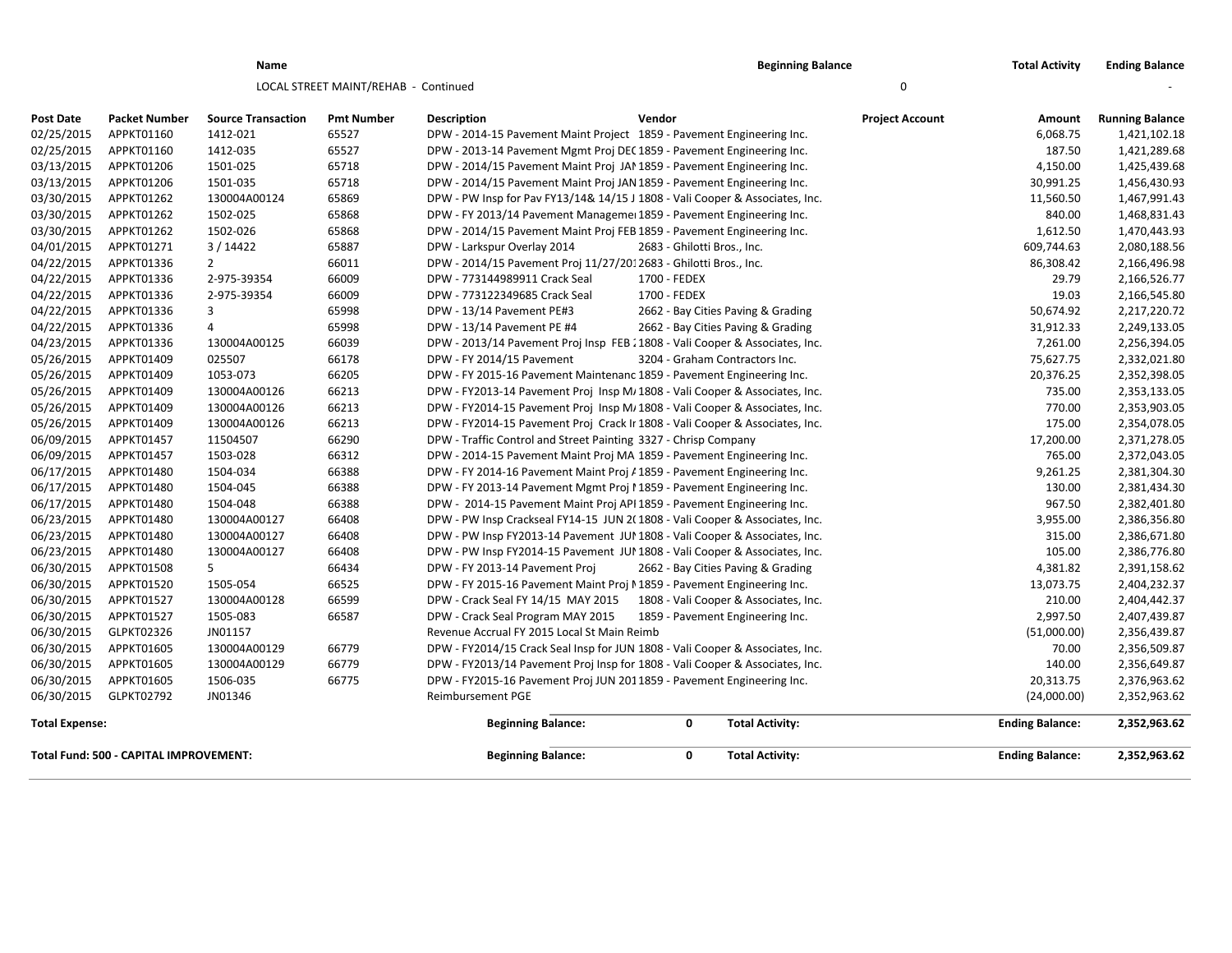| Name | | | | | Beginning Balance | | Total Activity | Ending Balance |
|---|---|---|---|---|---|---|---|---|
| LOCAL STREET MAINT/REHAB - Continued | | | | | | 0 | | - |

| Post Date | Packet Number | Source Transaction | Pmt Number | Description | Vendor | Project Account | Amount | Running Balance |
|---|---|---|---|---|---|---|---|---|
| 02/25/2015 | APPKT01160 | 1412-021 | 65527 | DPW - 2014-15 Pavement Maint Project | 1859 - Pavement Engineering Inc. | | 6,068.75 | 1,421,102.18 |
| 02/25/2015 | APPKT01160 | 1412-035 | 65527 | DPW - 2013-14 Pavement Mgmt Proj DEC | 1859 - Pavement Engineering Inc. | | 187.50 | 1,421,289.68 |
| 03/13/2015 | APPKT01206 | 1501-025 | 65718 | DPW - 2014/15 Pavement Maint Proj JAN | 1859 - Pavement Engineering Inc. | | 4,150.00 | 1,425,439.68 |
| 03/13/2015 | APPKT01206 | 1501-035 | 65718 | DPW - 2014/15 Pavement Maint Proj JAN | 1859 - Pavement Engineering Inc. | | 30,991.25 | 1,456,430.93 |
| 03/30/2015 | APPKT01262 | 130004A00124 | 65869 | DPW - PW Insp for Pav FY13/14& 14/15 J | 1808 - Vali Cooper & Associates, Inc. | | 11,560.50 | 1,467,991.43 |
| 03/30/2015 | APPKT01262 | 1502-025 | 65868 | DPW - FY 2013/14 Pavement Management | 1859 - Pavement Engineering Inc. | | 840.00 | 1,468,831.43 |
| 03/30/2015 | APPKT01262 | 1502-026 | 65868 | DPW - 2014/15 Pavement Maint Proj FEB | 1859 - Pavement Engineering Inc. | | 1,612.50 | 1,470,443.93 |
| 04/01/2015 | APPKT01271 | 3 / 14422 | 65887 | DPW - Larkspur Overlay 2014 | 2683 - Ghilotti Bros., Inc. | | 609,744.63 | 2,080,188.56 |
| 04/22/2015 | APPKT01336 | 2 | 66011 | DPW - 2014/15 Pavement Proj 11/27/201 | 2683 - Ghilotti Bros., Inc. | | 86,308.42 | 2,166,496.98 |
| 04/22/2015 | APPKT01336 | 2-975-39354 | 66009 | DPW - 773144989911 Crack Seal | 1700 - FEDEX | | 29.79 | 2,166,526.77 |
| 04/22/2015 | APPKT01336 | 2-975-39354 | 66009 | DPW - 773122349685 Crack Seal | 1700 - FEDEX | | 19.03 | 2,166,545.80 |
| 04/22/2015 | APPKT01336 | 3 | 65998 | DPW - 13/14 Pavement PE#3 | 2662 - Bay Cities Paving & Grading | | 50,674.92 | 2,217,220.72 |
| 04/22/2015 | APPKT01336 | 4 | 65998 | DPW - 13/14 Pavement PE #4 | 2662 - Bay Cities Paving & Grading | | 31,912.33 | 2,249,133.05 |
| 04/23/2015 | APPKT01336 | 130004A00125 | 66039 | DPW - 2013/14 Pavement Proj Insp FEB 2 | 1808 - Vali Cooper & Associates, Inc. | | 7,261.00 | 2,256,394.05 |
| 05/26/2015 | APPKT01409 | 025507 | 66178 | DPW - FY 2014/15 Pavement | 3204 - Graham Contractors Inc. | | 75,627.75 | 2,332,021.80 |
| 05/26/2015 | APPKT01409 | 1053-073 | 66205 | DPW - FY 2015-16 Pavement Maintenanc | 1859 - Pavement Engineering Inc. | | 20,376.25 | 2,352,398.05 |
| 05/26/2015 | APPKT01409 | 130004A00126 | 66213 | DPW - FY2013-14 Pavement Proj Insp MA | 1808 - Vali Cooper & Associates, Inc. | | 735.00 | 2,353,133.05 |
| 05/26/2015 | APPKT01409 | 130004A00126 | 66213 | DPW - FY2014-15 Pavement Proj Insp MA | 1808 - Vali Cooper & Associates, Inc. | | 770.00 | 2,353,903.05 |
| 05/26/2015 | APPKT01409 | 130004A00126 | 66213 | DPW - FY2014-15 Pavement Proj Crack In | 1808 - Vali Cooper & Associates, Inc. | | 175.00 | 2,354,078.05 |
| 06/09/2015 | APPKT01457 | 11504507 | 66290 | DPW - Traffic Control and Street Painting | 3327 - Chrisp Company | | 17,200.00 | 2,371,278.05 |
| 06/09/2015 | APPKT01457 | 1503-028 | 66312 | DPW - 2014-15 Pavement Maint Proj MA | 1859 - Pavement Engineering Inc. | | 765.00 | 2,372,043.05 |
| 06/17/2015 | APPKT01480 | 1504-034 | 66388 | DPW - FY 2014-16 Pavement Maint Proj A | 1859 - Pavement Engineering Inc. | | 9,261.25 | 2,381,304.30 |
| 06/17/2015 | APPKT01480 | 1504-045 | 66388 | DPW - FY 2013-14 Pavement Mgmt Proj M | 1859 - Pavement Engineering Inc. | | 130.00 | 2,381,434.30 |
| 06/17/2015 | APPKT01480 | 1504-048 | 66388 | DPW - 2014-15 Pavement Maint Proj API | 1859 - Pavement Engineering Inc. | | 967.50 | 2,382,401.80 |
| 06/23/2015 | APPKT01480 | 130004A00127 | 66408 | DPW - PW Insp Crackseal FY14-15 JUN 20 | 1808 - Vali Cooper & Associates, Inc. | | 3,955.00 | 2,386,356.80 |
| 06/23/2015 | APPKT01480 | 130004A00127 | 66408 | DPW - PW Insp FY2013-14 Pavement JUN | 1808 - Vali Cooper & Associates, Inc. | | 315.00 | 2,386,671.80 |
| 06/23/2015 | APPKT01480 | 130004A00127 | 66408 | DPW - PW Insp FY2014-15 Pavement JUN | 1808 - Vali Cooper & Associates, Inc. | | 105.00 | 2,386,776.80 |
| 06/30/2015 | APPKT01508 | 5 | 66434 | DPW - FY 2013-14 Pavement Proj | 2662 - Bay Cities Paving & Grading | | 4,381.82 | 2,391,158.62 |
| 06/30/2015 | APPKT01520 | 1505-054 | 66525 | DPW - FY 2015-16 Pavement Maint Proj M | 1859 - Pavement Engineering Inc. | | 13,073.75 | 2,404,232.37 |
| 06/30/2015 | APPKT01527 | 130004A00128 | 66599 | DPW - Crack Seal FY 14/15 MAY 2015 | 1808 - Vali Cooper & Associates, Inc. | | 210.00 | 2,404,442.37 |
| 06/30/2015 | APPKT01527 | 1505-083 | 66587 | DPW - Crack Seal Program MAY 2015 | 1859 - Pavement Engineering Inc. | | 2,997.50 | 2,407,439.87 |
| 06/30/2015 | GLPKT02326 | JN01157 | | Revenue Accrual FY 2015 Local St Main Reimb | | | (51,000.00) | 2,356,439.87 |
| 06/30/2015 | APPKT01605 | 130004A00129 | 66779 | DPW - FY2014/15 Crack Seal Insp for JUN | 1808 - Vali Cooper & Associates, Inc. | | 70.00 | 2,356,509.87 |
| 06/30/2015 | APPKT01605 | 130004A00129 | 66779 | DPW - FY2013/14 Pavement Proj Insp for | 1808 - Vali Cooper & Associates, Inc. | | 140.00 | 2,356,649.87 |
| 06/30/2015 | APPKT01605 | 1506-035 | 66775 | DPW - FY2015-16 Pavement Proj JUN 201 | 1859 - Pavement Engineering Inc. | | 20,313.75 | 2,376,963.62 |
| 06/30/2015 | GLPKT02792 | JN01346 | | Reimbursement PGE | | | (24,000.00) | 2,352,963.62 |

| | | | | | | |
|---|---|---|---|---|---|---|
| **Total Expense:** | **Beginning Balance:** | **0** | **Total Activity:** | | **Ending Balance:** | **2,352,963.62** |
| **Total Fund: 500 - CAPITAL IMPROVEMENT:** | **Beginning Balance:** | **0** | **Total Activity:** | | **Ending Balance:** | **2,352,963.62** |